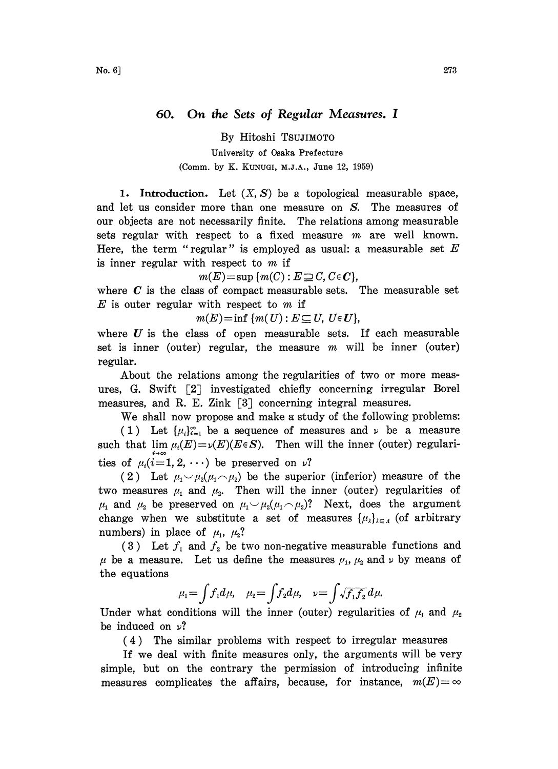# 60. On the Sets of Regular Measures. I

By Hitoshi TSUJIMOTO

University of Osaka Prefecture

(Comm. by K. KUNUGI, M.J.A., June 12, 1959)

1. **Introduction.** Let $(X, \boldsymbol{S})$ be a topological measurable space, and let us consider more than one measure on $\boldsymbol{S}$. The measures of our objects are not necessarily finite. The relations among measurable sets regular with respect to a fixed measure $m$ are well known. Here, the term "regular" is employed as usual: a measurable set $E$ is inner regular with respect to $m$ if

$$m(E)=\sup\{m(C): E\supseteq C, C\in \boldsymbol{C}\},$$

where $\boldsymbol{C}$ is the class of compact measurable sets. The measurable set $E$ is outer regular with respect to $m$ if

$$m(E)=\inf\{m(U): E\subseteq U, U\in \boldsymbol{U}\},$$

where $\boldsymbol{U}$ is the class of open measurable sets. If each measurable set is inner (outer) regular, the measure $m$ will be inner (outer) regular.

About the relations among the regularities of two or more measures, G. Swift [2] investigated chiefly concerning irregular Borel measures, and R. E. Zink [3] concerning integral measures.

We shall now propose and make a study of the following problems:

(1) Let $\{\mu_i\}_{i=1}^{\infty}$ be a sequence of measures and $\nu$ be a measure such that $\lim\limits_{i\to\infty}\mu_i(E)=\nu(E)(E\in \boldsymbol{S})$. Then will the inner (outer) regularities of $\mu_i(i=1, 2, \cdots)$ be preserved on $\nu$?

(2) Let $\mu_1\smile\mu_2(\mu_1\frown\mu_2)$ be the superior (inferior) measure of the two measures $\mu_1$ and $\mu_2$. Then will the inner (outer) regularities of $\mu_1$ and $\mu_2$ be preserved on $\mu_1\smile\mu_2(\mu_1\frown\mu_2)$? Next, does the argument change when we substitute a set of measures $\{\mu_\lambda\}_{\lambda\in\Lambda}$ (of arbitrary numbers) in place of $\mu_1$, $\mu_2$?

(3) Let $f_1$ and $f_2$ be two non-negative measurable functions and $\mu$ be a measure. Let us define the measures $\mu_1$, $\mu_2$ and $\nu$ by means of the equations

$$\mu_1=\int f_1 d\mu, \quad \mu_2=\int f_2 d\mu, \quad \nu=\int\sqrt{f_1 f_2}\, d\mu.$$

Under what conditions will the inner (outer) regularities of $\mu_1$ and $\mu_2$ be induced on $\nu$?

(4) The similar problems with respect to irregular measures

If we deal with finite measures only, the arguments will be very simple, but on the contrary the permission of introducing infinite measures complicates the affairs, because, for instance, $m(E)=\infty$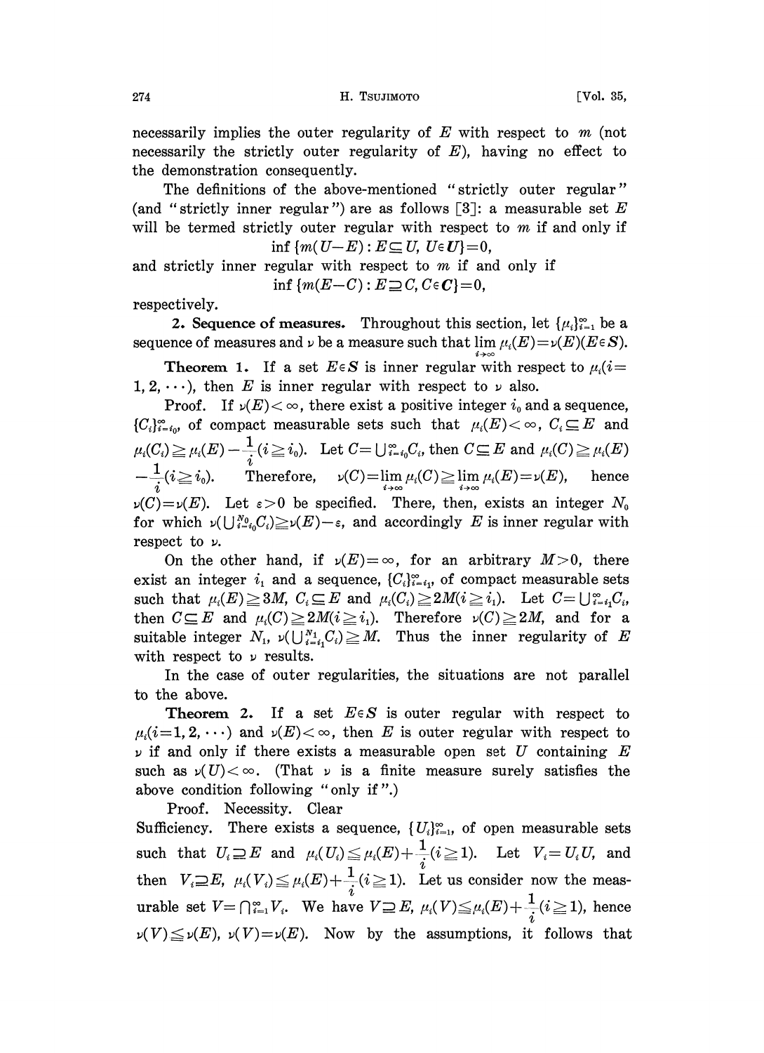necessarily implies the outer regularity of $E$ with respect to $m$ (not necessarily the strictly outer regularity of $E$), having no effect to the demonstration consequently.

The definitions of the above-mentioned "strictly outer regular" (and "strictly inner regular") are as follows [3]: a measurable set $E$ will be termed strictly outer regular with respect to $m$ if and only if

$$\inf \{m(U-E) : E \subseteq U,\ U \in \boldsymbol{U}\} = 0,$$

and strictly inner regular with respect to $m$ if and only if

$$\inf \{m(E-C) : E \supseteq C,\ C \in \boldsymbol{C}\} = 0,$$

respectively.

**2. Sequence of measures.** Throughout this section, let $\{\mu_i\}_{i=1}^{\infty}$ be a sequence of measures and $\nu$ be a measure such that $\lim_{i\to\infty} \mu_i(E) = \nu(E) (E \in \boldsymbol{S})$.

**Theorem 1.** If a set $E \in \boldsymbol{S}$ is inner regular with respect to $\mu_i (i = 1, 2, \cdots)$, then $E$ is inner regular with respect to $\nu$ also.

Proof. If $\nu(E) < \infty$, there exist a positive integer $i_0$ and a sequence, $\{C_i\}_{i=i_0}^{\infty}$, of compact measurable sets such that $\mu_i(E) < \infty$, $C_i \subseteq E$ and $\mu_i(C_i) \geqq \mu_i(E) - \frac{1}{i} (i \geqq i_0)$. Let $C = \bigcup_{i=i_0}^{\infty} C_i$, then $C \subseteq E$ and $\mu_i(C) \geqq \mu_i(E) - \frac{1}{i} (i \geqq i_0)$. Therefore, $\nu(C) = \lim_{i\to\infty} \mu_i(C) \geqq \lim_{i\to\infty} \mu_i(E) = \nu(E)$, hence $\nu(C) = \nu(E)$. Let $\varepsilon > 0$ be specified. There, then, exists an integer $N_0$ for which $\nu(\bigcup_{i=i_0}^{N_0} C_i) \geqq \nu(E) - \varepsilon$, and accordingly $E$ is inner regular with respect to $\nu$.

On the other hand, if $\nu(E) = \infty$, for an arbitrary $M > 0$, there exist an integer $i_1$ and a sequence, $\{C_i\}_{i=i_1}^{\infty}$, of compact measurable sets such that $\mu_i(E) \geqq 3M$, $C_i \subseteq E$ and $\mu_i(C_i) \geqq 2M (i \geqq i_1)$. Let $C = \bigcup_{i=i_1}^{\infty} C_i$, then $C \subseteq E$ and $\mu_i(C) \geqq 2M (i \geqq i_1)$. Therefore $\nu(C) \geqq 2M$, and for a suitable integer $N_1$, $\nu(\bigcup_{i=i_1}^{N_1} C_i) \geqq M$. Thus the inner regularity of $E$ with respect to $\nu$ results.

In the case of outer regularities, the situations are not parallel to the above.

**Theorem 2.** If a set $E \in \boldsymbol{S}$ is outer regular with respect to $\mu_i (i = 1, 2, \cdots)$ and $\nu(E) < \infty$, then $E$ is outer regular with respect to $\nu$ if and only if there exists a measurable open set $U$ containing $E$ such as $\nu(U) < \infty$. (That $\nu$ is a finite measure surely satisfies the above condition following "only if".)

Proof. Necessity. Clear

Sufficiency. There exists a sequence, $\{U_i\}_{i=1}^{\infty}$, of open measurable sets such that $U_i \supseteq E$ and $\mu_i(U_i) \leqq \mu_i(E) + \frac{1}{i} (i \geqq 1)$. Let $V_i = U_i U$, and then $V_i \supseteq E$, $\mu_i(V_i) \leqq \mu_i(E) + \frac{1}{i} (i \geqq 1)$. Let us consider now the measurable set $V = \bigcap_{i=1}^{\infty} V_i$. We have $V \supseteq E$, $\mu_i(V) \leqq \mu_i(E) + \frac{1}{i} (i \geqq 1)$, hence $\nu(V) \leqq \nu(E)$, $\nu(V) = \nu(E)$. Now by the assumptions, it follows that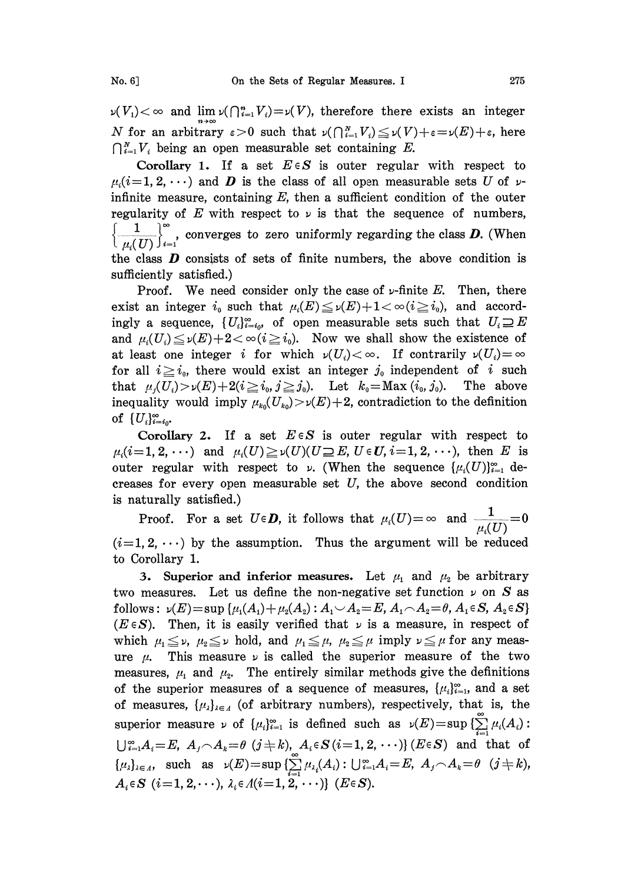$\nu(V_1)<\infty$ and $\lim_{n\to\infty}\nu(\bigcap_{i=1}^n V_i)=\nu(V)$, therefore there exists an integer $N$ for an arbitrary $\varepsilon>0$ such that $\nu(\bigcap_{i=1}^N V_i)\leqq\nu(V)+\varepsilon=\nu(E)+\varepsilon$, here $\bigcap_{i=1}^N V_i$ being an open measurable set containing $E$.

**Corollary 1.** If a set $E\in\boldsymbol{S}$ is outer regular with respect to $\mu_i(i=1,2,\cdots)$ and $\boldsymbol{D}$ is the class of all open measurable sets $U$ of $\nu$-infinite measure, containing $E$, then a sufficient condition of the outer regularity of $E$ with respect to $\nu$ is that the sequence of numbers, $\left\{\frac{1}{\mu_i(U)}\right\}_{i=1}^\infty$, converges to zero uniformly regarding the class $\boldsymbol{D}$. (When the class $\boldsymbol{D}$ consists of sets of finite numbers, the above condition is sufficiently satisfied.)

Proof. We need consider only the case of $\nu$-finite $E$. Then, there exist an integer $i_0$ such that $\mu_i(E)\leqq\nu(E)+1<\infty(i\geqq i_0)$, and accordingly a sequence, $\{U_i\}_{i=i_0}^\infty$, of open measurable sets such that $U_i\supseteq E$ and $\mu_i(U_i)\leqq\nu(E)+2<\infty(i\geqq i_0)$. Now we shall show the existence of at least one integer $i$ for which $\nu(U_i)<\infty$. If contrarily $\nu(U_i)=\infty$ for all $i\geqq i_0$, there would exist an integer $j_0$ independent of $i$ such that $\mu_j(U_i)>\nu(E)+2(i\geqq i_0, j\geqq j_0)$. Let $k_0=\operatorname{Max}(i_0,j_0)$. The above inequality would imply $\mu_{k_0}(U_{k_0})>\nu(E)+2$, contradiction to the definition of $\{U_i\}_{i=i_0}^\infty$.

**Corollary 2.** If a set $E\in\boldsymbol{S}$ is outer regular with respect to $\mu_i(i=1,2,\cdots)$ and $\mu_i(U)\geqq\nu(U)(U\supseteq E, U\in\boldsymbol{U}, i=1,2,\cdots)$, then $E$ is outer regular with respect to $\nu$. (When the sequence $\{\mu_i(U)\}_{i=1}^\infty$ decreases for every open measurable set $U$, the above second condition is naturally satisfied.)

Proof. For a set $U\in\boldsymbol{D}$, it follows that $\mu_i(U)=\infty$ and $\frac{1}{\mu_i(U)}=0$ $(i=1,2,\cdots)$ by the assumption. Thus the argument will be reduced to Corollary 1.

**3. Superior and inferior measures.** Let $\mu_1$ and $\mu_2$ be arbitrary two measures. Let us define the non-negative set function $\nu$ on $\boldsymbol{S}$ as follows: $\nu(E)=\sup\{\mu_1(A_1)+\mu_2(A_2): A_1\cup A_2=E, A_1\cap A_2=\theta, A_1\in\boldsymbol{S}, A_2\in\boldsymbol{S}\}$ $(E\in\boldsymbol{S})$. Then, it is easily verified that $\nu$ is a measure, in respect of which $\mu_1\leqq\nu$, $\mu_2\leqq\nu$ hold, and $\mu_1\leqq\mu$, $\mu_2\leqq\mu$ imply $\nu\leqq\mu$ for any measure $\mu$. This measure $\nu$ is called the superior measure of the two measures, $\mu_1$ and $\mu_2$. The entirely similar methods give the definitions of the superior measures of a sequence of measures, $\{\mu_i\}_{i=1}^\infty$, and a set of measures, $\{\mu_\lambda\}_{\lambda\in\Lambda}$ (of arbitrary numbers), respectively, that is, the superior measure $\nu$ of $\{\mu_i\}_{i=1}^\infty$ is defined such as $\nu(E)=\sup\{\sum_{i=1}^\infty\mu_i(A_i):$ $\bigcup_{i=1}^\infty A_i=E,\ A_j\cap A_k=\theta\ (j\neq k),\ A_i\in\boldsymbol{S}\,(i=1,2,\cdots)\}$ $(E\in\boldsymbol{S})$ and that of $\{\mu_\lambda\}_{\lambda\in\Lambda}$, such as $\nu(E)=\sup\{\sum_{i=1}^\infty\mu_{\lambda_i}(A_i): \bigcup_{i=1}^\infty A_i=E,\ A_j\cap A_k=\theta\ (j\neq k),$ $A_i\in\boldsymbol{S}\ (i=1,2,\cdots),\ \lambda_i\in\Lambda(i=1,2,\cdots)\}$ $(E\in\boldsymbol{S})$.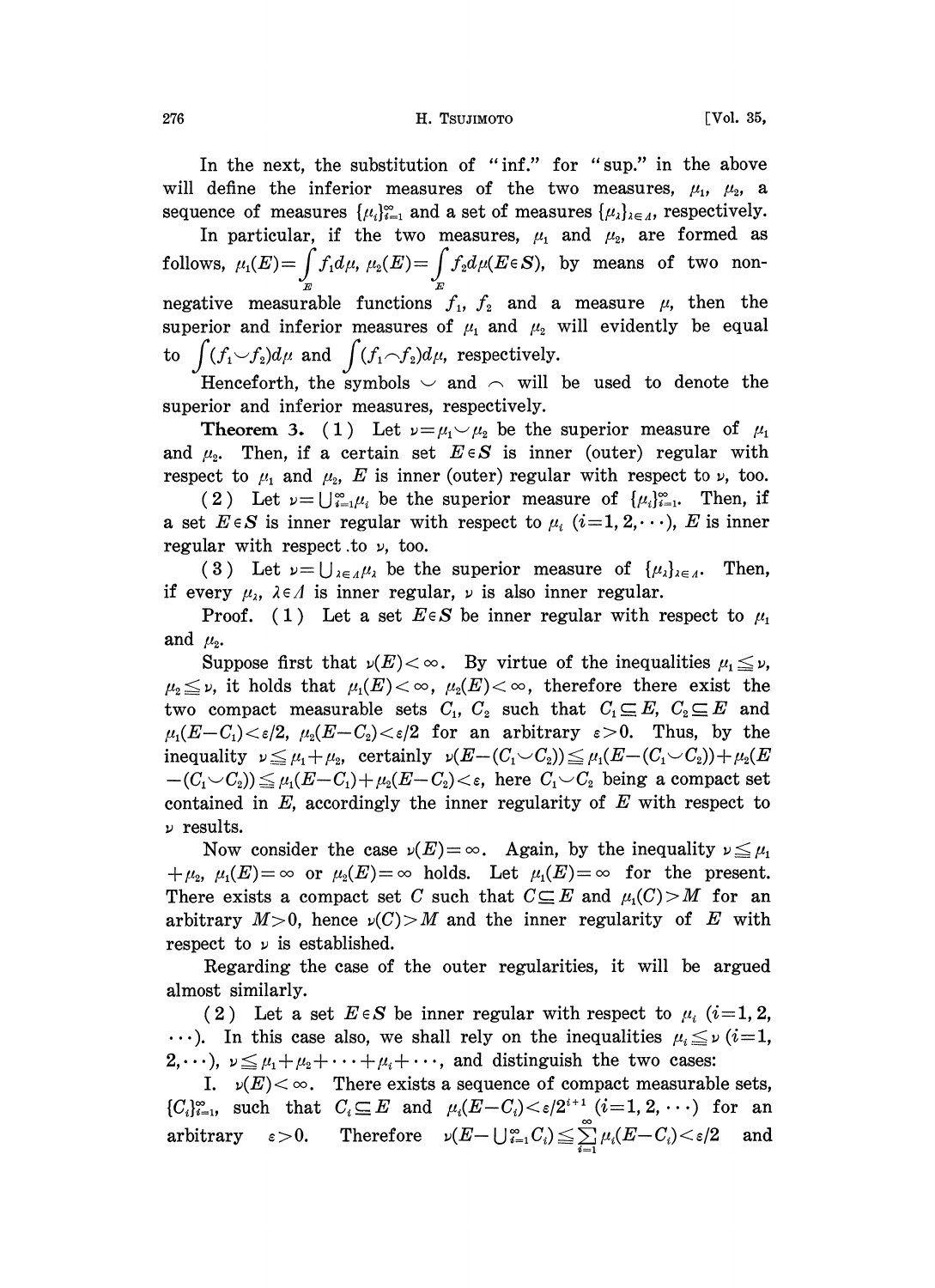In the next, the substitution of "inf." for "sup." in the above will define the inferior measures of the two measures, $\mu_1$, $\mu_2$, a sequence of measures $\{\mu_i\}_{i=1}^{\infty}$ and a set of measures $\{\mu_\lambda\}_{\lambda\in\Lambda}$, respectively.

In particular, if the two measures, $\mu_1$ and $\mu_2$, are formed as follows, $\mu_1(E)=\int_E f_1 d\mu$, $\mu_2(E)=\int_E f_2 d\mu (E\in \boldsymbol{S})$, by means of two non-negative measurable functions $f_1$, $f_2$ and a measure $\mu$, then the superior and inferior measures of $\mu_1$ and $\mu_2$ will evidently be equal to $\int(f_1 \smile f_2)d\mu$ and $\int(f_1 \frown f_2)d\mu$, respectively.

Henceforth, the symbols $\smile$ and $\frown$ will be used to denote the superior and inferior measures, respectively.

**Theorem 3.** (1) Let $\nu=\mu_1\smile\mu_2$ be the superior measure of $\mu_1$ and $\mu_2$. Then, if a certain set $E\in\boldsymbol{S}$ is inner (outer) regular with respect to $\mu_1$ and $\mu_2$, $E$ is inner (outer) regular with respect to $\nu$, too.

(2) Let $\nu=\bigcup_{i=1}^{\infty}\mu_i$ be the superior measure of $\{\mu_i\}_{i=1}^{\infty}$. Then, if a set $E\in\boldsymbol{S}$ is inner regular with respect to $\mu_i$ $(i=1,2,\cdots)$, $E$ is inner regular with respect to $\nu$, too.

(3) Let $\nu=\bigcup_{\lambda\in\Lambda}\mu_\lambda$ be the superior measure of $\{\mu_\lambda\}_{\lambda\in\Lambda}$. Then, if every $\mu_\lambda$, $\lambda\in\Lambda$ is inner regular, $\nu$ is also inner regular.

*Proof.* (1) Let a set $E\in\boldsymbol{S}$ be inner regular with respect to $\mu_1$ and $\mu_2$.

Suppose first that $\nu(E)<\infty$. By virtue of the inequalities $\mu_1\leqq\nu$, $\mu_2\leqq\nu$, it holds that $\mu_1(E)<\infty$, $\mu_2(E)<\infty$, therefore there exist the two compact measurable sets $C_1$, $C_2$ such that $C_1\subseteq E$, $C_2\subseteq E$ and $\mu_1(E-C_1)<\varepsilon/2$, $\mu_2(E-C_2)<\varepsilon/2$ for an arbitrary $\varepsilon>0$. Thus, by the inequality $\nu\leqq\mu_1+\mu_2$, certainly $\nu(E-(C_1\smile C_2))\leqq\mu_1(E-(C_1\smile C_2))+\mu_2(E-(C_1\smile C_2))\leqq\mu_1(E-C_1)+\mu_2(E-C_2)<\varepsilon$, here $C_1\smile C_2$ being a compact set contained in $E$, accordingly the inner regularity of $E$ with respect to $\nu$ results.

Now consider the case $\nu(E)=\infty$. Again, by the inequality $\nu\leqq\mu_1+\mu_2$, $\mu_1(E)=\infty$ or $\mu_2(E)=\infty$ holds. Let $\mu_1(E)=\infty$ for the present. There exists a compact set $C$ such that $C\subseteq E$ and $\mu_1(C)>M$ for an arbitrary $M>0$, hence $\nu(C)>M$ and the inner regularity of $E$ with respect to $\nu$ is established.

Regarding the case of the outer regularities, it will be argued almost similarly.

(2) Let a set $E\in\boldsymbol{S}$ be inner regular with respect to $\mu_i$ $(i=1,2,\cdots)$. In this case also, we shall rely on the inequalities $\mu_i\leqq\nu$ $(i=1,2,\cdots)$, $\nu\leqq\mu_1+\mu_2+\cdots+\mu_i+\cdots$, and distinguish the two cases:

I. $\nu(E)<\infty$. There exists a sequence of compact measurable sets, $\{C_i\}_{i=1}^{\infty}$, such that $C_i\subseteq E$ and $\mu_i(E-C_i)<\varepsilon/2^{i+1}$ $(i=1,2,\cdots)$ for an arbitrary $\varepsilon>0$. Therefore $\nu(E-\bigcup_{i=1}^{\infty}C_i)\leqq\sum_{i=1}^{\infty}\mu_i(E-C_i)<\varepsilon/2$ and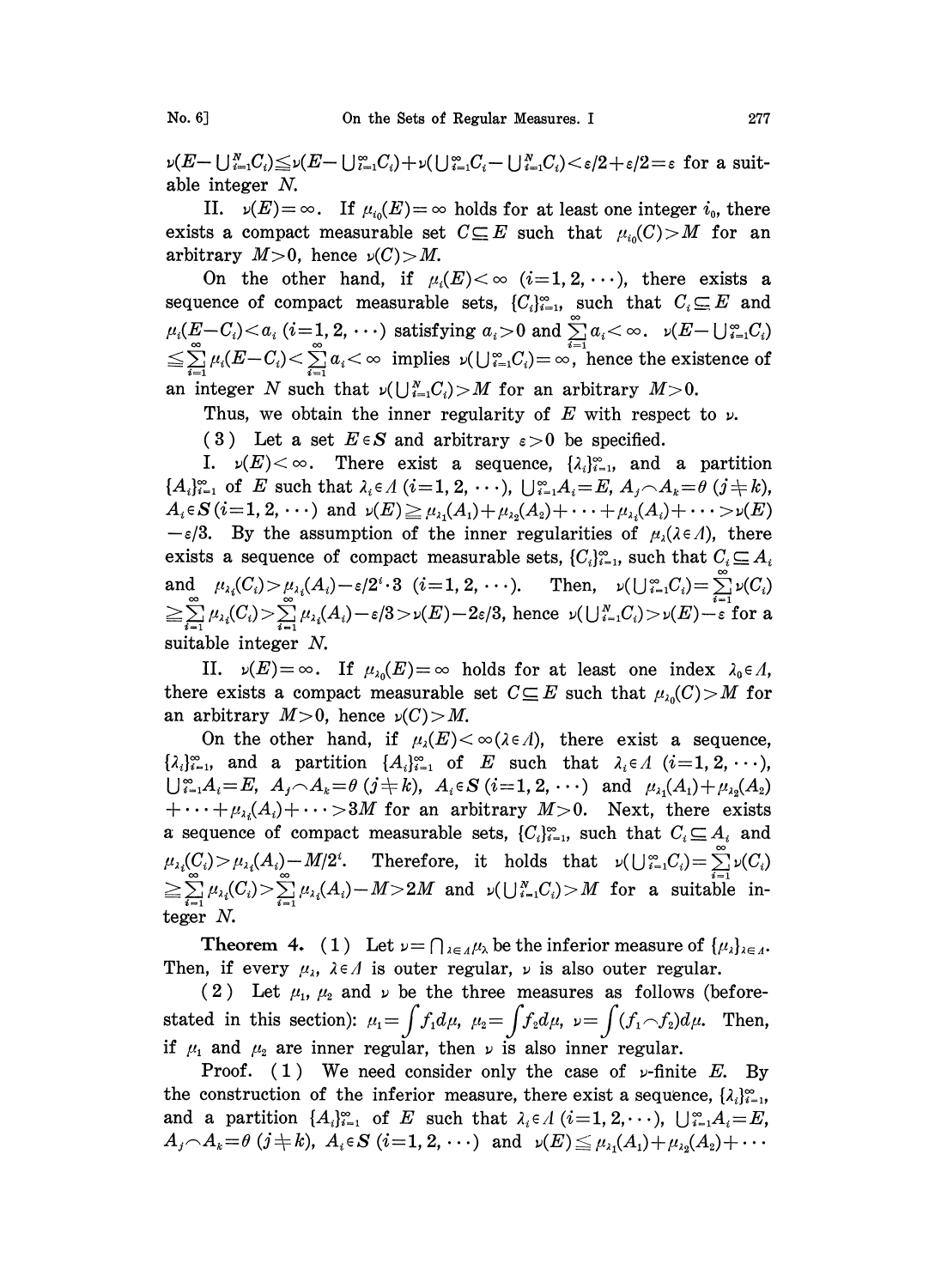$\nu(E-\bigcup_{i=1}^{N}C_i)\leqq\nu(E-\bigcup_{i=1}^{\infty}C_i)+\nu(\bigcup_{i=1}^{\infty}C_i-\bigcup_{i=1}^{N}C_i)<\varepsilon/2+\varepsilon/2=\varepsilon$ for a suitable integer $N$.

II. $\nu(E)=\infty$. If $\mu_{i_0}(E)=\infty$ holds for at least one integer $i_0$, there exists a compact measurable set $C\subseteq E$ such that $\mu_{i_0}(C)>M$ for an arbitrary $M>0$, hence $\nu(C)>M$.

On the other hand, if $\mu_i(E)<\infty$ $(i=1,2,\cdots)$, there exists a sequence of compact measurable sets, $\{C_i\}_{i=1}^{\infty}$, such that $C_i\subseteq E$ and $\mu_i(E-C_i)<a_i$ $(i=1,2,\cdots)$ satisfying $a_i>0$ and $\sum_{i=1}^{\infty}a_i<\infty$. $\nu(E-\bigcup_{i=1}^{\infty}C_i)\leqq\sum_{i=1}^{\infty}\mu_i(E-C_i)<\sum_{i=1}^{\infty}a_i<\infty$ implies $\nu(\bigcup_{i=1}^{\infty}C_i)=\infty$, hence the existence of an integer $N$ such that $\nu(\bigcup_{i=1}^{N}C_i)>M$ for an arbitrary $M>0$.

Thus, we obtain the inner regularity of $E$ with respect to $\nu$.

(3) Let a set $E\in\boldsymbol{S}$ and arbitrary $\varepsilon>0$ be specified.

I. $\nu(E)<\infty$. There exist a sequence, $\{\lambda_i\}_{i=1}^{\infty}$, and a partition $\{A_i\}_{i=1}^{\infty}$ of $E$ such that $\lambda_i\in\Lambda$ $(i=1,2,\cdots)$, $\bigcup_{i=1}^{\infty}A_i=E$, $A_j\frown A_k=\theta$ $(j\neq k)$, $A_i\in\boldsymbol{S}$ $(i=1,2,\cdots)$ and $\nu(E)\geqq\mu_{\lambda_1}(A_1)+\mu_{\lambda_2}(A_2)+\cdots+\mu_{\lambda_i}(A_i)+\cdots>\nu(E)-\varepsilon/3$. By the assumption of the inner regularities of $\mu_\lambda(\lambda\in\Lambda)$, there exists a sequence of compact measurable sets, $\{C_i\}_{i=1}^{\infty}$, such that $C_i\subseteq A_i$ and $\mu_{\lambda_i}(C_i)>\mu_{\lambda_i}(A_i)-\varepsilon/2^i\cdot 3$ $(i=1,2,\cdots)$. Then, $\nu(\bigcup_{i=1}^{\infty}C_i)=\sum_{i=1}^{\infty}\nu(C_i)\geqq\sum_{i=1}^{\infty}\mu_{\lambda_i}(C_i)>\sum_{i=1}^{\infty}\mu_{\lambda_i}(A_i)-\varepsilon/3>\nu(E)-2\varepsilon/3$, hence $\nu(\bigcup_{i=1}^{N}C_i)>\nu(E)-\varepsilon$ for a suitable integer $N$.

II. $\nu(E)=\infty$. If $\mu_{\lambda_0}(E)=\infty$ holds for at least one index $\lambda_0\in\Lambda$, there exists a compact measurable set $C\subseteq E$ such that $\mu_{\lambda_0}(C)>M$ for an arbitrary $M>0$, hence $\nu(C)>M$.

On the other hand, if $\mu_\lambda(E)<\infty(\lambda\in\Lambda)$, there exist a sequence, $\{\lambda_i\}_{i=1}^{\infty}$, and a partition $\{A_i\}_{i=1}^{\infty}$ of $E$ such that $\lambda_i\in\Lambda$ $(i=1,2,\cdots)$, $\bigcup_{i=1}^{\infty}A_i=E$, $A_j\frown A_k=\theta$ $(j\neq k)$, $A_i\in\boldsymbol{S}$ $(i=1,2,\cdots)$ and $\mu_{\lambda_1}(A_1)+\mu_{\lambda_2}(A_2)+\cdots+\mu_{\lambda_i}(A_i)+\cdots>3M$ for an arbitrary $M>0$. Next, there exists a sequence of compact measurable sets, $\{C_i\}_{i=1}^{\infty}$, such that $C_i\subseteq A_i$ and $\mu_{\lambda_i}(C_i)>\mu_{\lambda_i}(A_i)-M/2^i$. Therefore, it holds that $\nu(\bigcup_{i=1}^{\infty}C_i)=\sum_{i=1}^{\infty}\nu(C_i)\geqq\sum_{i=1}^{\infty}\mu_{\lambda_i}(C_i)>\sum_{i=1}^{\infty}\mu_{\lambda_i}(A_i)-M>2M$ and $\nu(\bigcup_{i=1}^{N}C_i)>M$ for a suitable integer $N$.

**Theorem 4.** (1) Let $\nu=\bigcap_{\lambda\in\Lambda}\mu_\lambda$ be the inferior measure of $\{\mu_\lambda\}_{\lambda\in\Lambda}$. Then, if every $\mu_\lambda$, $\lambda\in\Lambda$ is outer regular, $\nu$ is also outer regular.

(2) Let $\mu_1$, $\mu_2$ and $\nu$ be the three measures as follows (before-stated in this section): $\mu_1=\int f_1d\mu$, $\mu_2=\int f_2d\mu$, $\nu=\int(f_1\frown f_2)d\mu$. Then, if $\mu_1$ and $\mu_2$ are inner regular, then $\nu$ is also inner regular.

Proof. (1) We need consider only the case of $\nu$-finite $E$. By the construction of the inferior measure, there exist a sequence, $\{\lambda_i\}_{i=1}^{\infty}$, and a partition $\{A_i\}_{i=1}^{\infty}$ of $E$ such that $\lambda_i\in\Lambda$ $(i=1,2,\cdots)$, $\bigcup_{i=1}^{\infty}A_i=E$, $A_j\frown A_k=\theta$ $(j\neq k)$, $A_i\in\boldsymbol{S}$ $(i=1,2,\cdots)$ and $\nu(E)\leqq\mu_{\lambda_1}(A_1)+\mu_{\lambda_2}(A_2)+\cdots$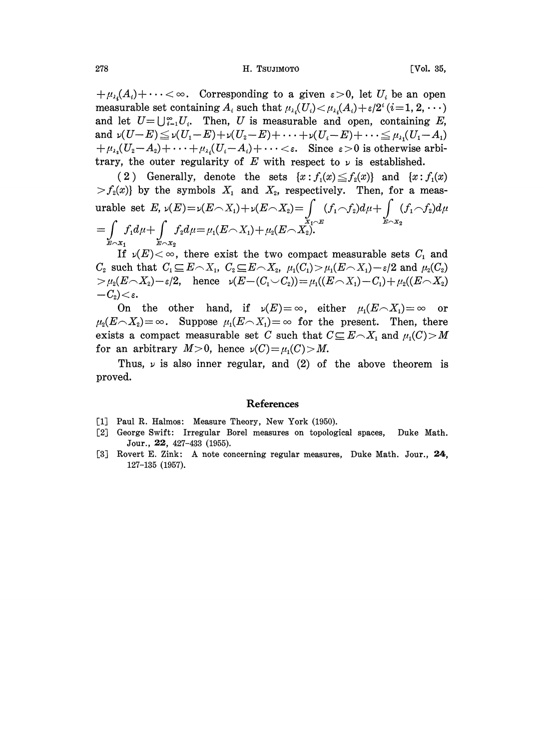$+\mu_{\lambda_i}(A_i)+\cdots<\infty$. Corresponding to a given $\varepsilon>0$, let $U_i$ be an open measurable set containing $A_i$ such that $\mu_{\lambda_i}(U_i)<\mu_{\lambda_i}(A_i)+\varepsilon/2^i\,(i=1,2,\cdots)$ and let $U=\bigcup_{i=1}^{\infty}U_i$. Then, $U$ is measurable and open, containing $E$, and $\nu(U-E)\leqq\nu(U_1-E)+\nu(U_2-E)+\cdots+\nu(U_i-E)+\cdots\leqq\mu_{\lambda_1}(U_1-A_1)+\mu_{\lambda_2}(U_2-A_2)+\cdots+\mu_{\lambda_i}(U_i-A_i)+\cdots<\varepsilon$. Since $\varepsilon>0$ is otherwise arbitrary, the outer regularity of $E$ with respect to $\nu$ is established.

(2) Generally, denote the sets $\{x:f_1(x)\leqq f_2(x)\}$ and $\{x:f_1(x)>f_2(x)\}$ by the symbols $X_1$ and $X_2$, respectively. Then, for a measurable set $E$, $\nu(E)=\nu(E\frown X_1)+\nu(E\frown X_2)=\int_{X_1\frown E}(f_1\frown f_2)d\mu+\int_{E\frown X_2}(f_1\frown f_2)d\mu=\int_{E\frown X_1}f_1d\mu+\int_{E\frown X_2}f_2d\mu=\mu_1(E\frown X_1)+\mu_2(E\frown X_2)$.

If $\nu(E)<\infty$, there exist the two compact measurable sets $C_1$ and $C_2$ such that $C_1\subseteq E\frown X_1$, $C_2\subseteq E\frown X_2$, $\mu_1(C_1)>\mu_1(E\frown X_1)-\varepsilon/2$ and $\mu_2(C_2)>\mu_2(E\frown X_2)-\varepsilon/2$, hence $\nu(E-(C_1\smile C_2))=\mu_1((E\frown X_1)-C_1)+\mu_2((E\frown X_2)-C_2)<\varepsilon$.

On the other hand, if $\nu(E)=\infty$, either $\mu_1(E\frown X_1)=\infty$ or $\mu_2(E\frown X_2)=\infty$. Suppose $\mu_1(E\frown X_1)=\infty$ for the present. Then, there exists a compact measurable set $C$ such that $C\subseteq E\frown X_1$ and $\mu_1(C)>M$ for an arbitrary $M>0$, hence $\nu(C)=\mu_1(C)>M$.

Thus, $\nu$ is also inner regular, and (2) of the above theorem is proved.

## References

[1] Paul R. Halmos: Measure Theory, New York (1950).

[2] George Swift: Irregular Borel measures on topological spaces, Duke Math. Jour., **22**, 427-433 (1955).

[3] Rovert E. Zink: A note concerning regular measures, Duke Math. Jour., **24**, 127-135 (1957).